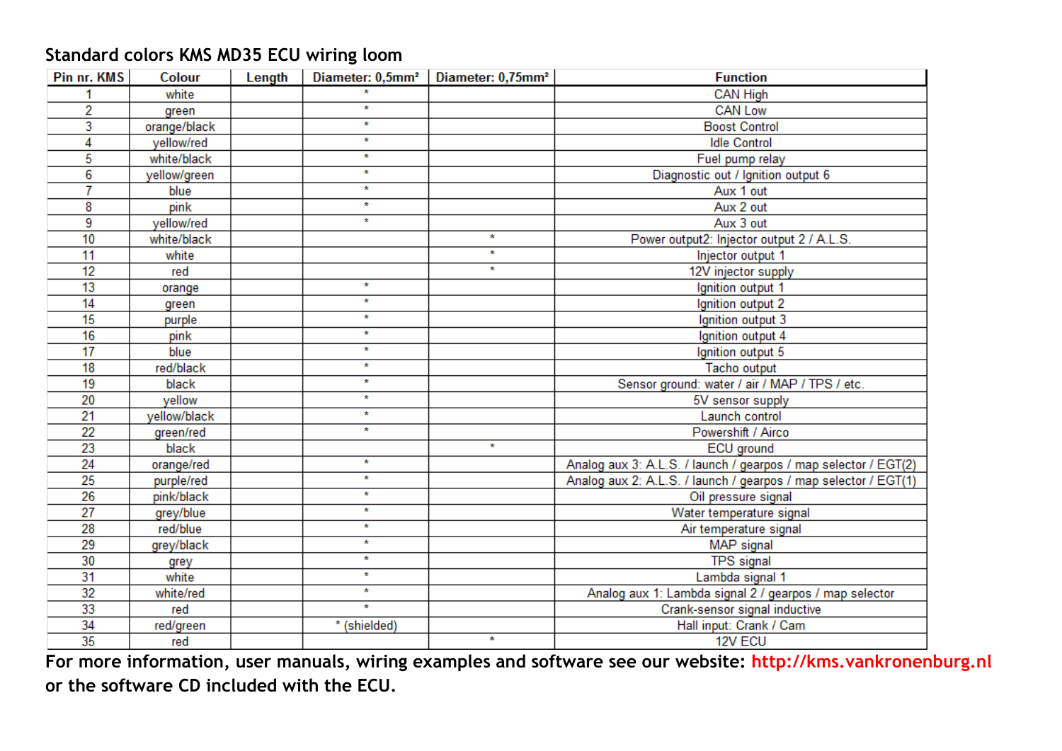## Standard colors KMS MD35 ECU wiring loom

| Pin nr. KMS | Colour | Length | Diameter: 0,5mm² | Diameter: 0,75mm² | Function |
|---|---|---|---|---|---|
| 1 | white | | * | | CAN High |
| 2 | green | | * | | CAN Low |
| 3 | orange/black | | * | | Boost Control |
| 4 | yellow/red | | * | | Idle Control |
| 5 | white/black | | * | | Fuel pump relay |
| 6 | yellow/green | | * | | Diagnostic out / Ignition output 6 |
| 7 | blue | | * | | Aux 1 out |
| 8 | pink | | * | | Aux 2 out |
| 9 | yellow/red | | * | | Aux 3 out |
| 10 | white/black | | | * | Power output2: Injector output 2 / A.L.S. |
| 11 | white | | | * | Injector output 1 |
| 12 | red | | | * | 12V injector supply |
| 13 | orange | | * | | Ignition output 1 |
| 14 | green | | * | | Ignition output 2 |
| 15 | purple | | * | | Ignition output 3 |
| 16 | pink | | * | | Ignition output 4 |
| 17 | blue | | * | | Ignition output 5 |
| 18 | red/black | | * | | Tacho output |
| 19 | black | | * | | Sensor ground: water / air / MAP / TPS / etc. |
| 20 | yellow | | * | | 5V sensor supply |
| 21 | yellow/black | | * | | Launch control |
| 22 | green/red | | * | | Powershift / Airco |
| 23 | black | | | * | ECU ground |
| 24 | orange/red | | * | | Analog aux 3: A.L.S. / launch / gearpos / map selector / EGT(2) |
| 25 | purple/red | | * | | Analog aux 2: A.L.S. / launch / gearpos / map selector / EGT(1) |
| 26 | pink/black | | * | | Oil pressure signal |
| 27 | grey/blue | | * | | Water temperature signal |
| 28 | red/blue | | * | | Air temperature signal |
| 29 | grey/black | | * | | MAP signal |
| 30 | grey | | * | | TPS signal |
| 31 | white | | * | | Lambda signal 1 |
| 32 | white/red | | * | | Analog aux 1: Lambda signal 2 / gearpos / map selector |
| 33 | red | | * | | Crank-sensor signal inductive |
| 34 | red/green | | * (shielded) | | Hall input: Crank / Cam |
| 35 | red | | | * | 12V ECU |

**For more information, user manuals, wiring examples and software see our website: http://kms.vankronenburg.nl or the software CD included with the ECU.**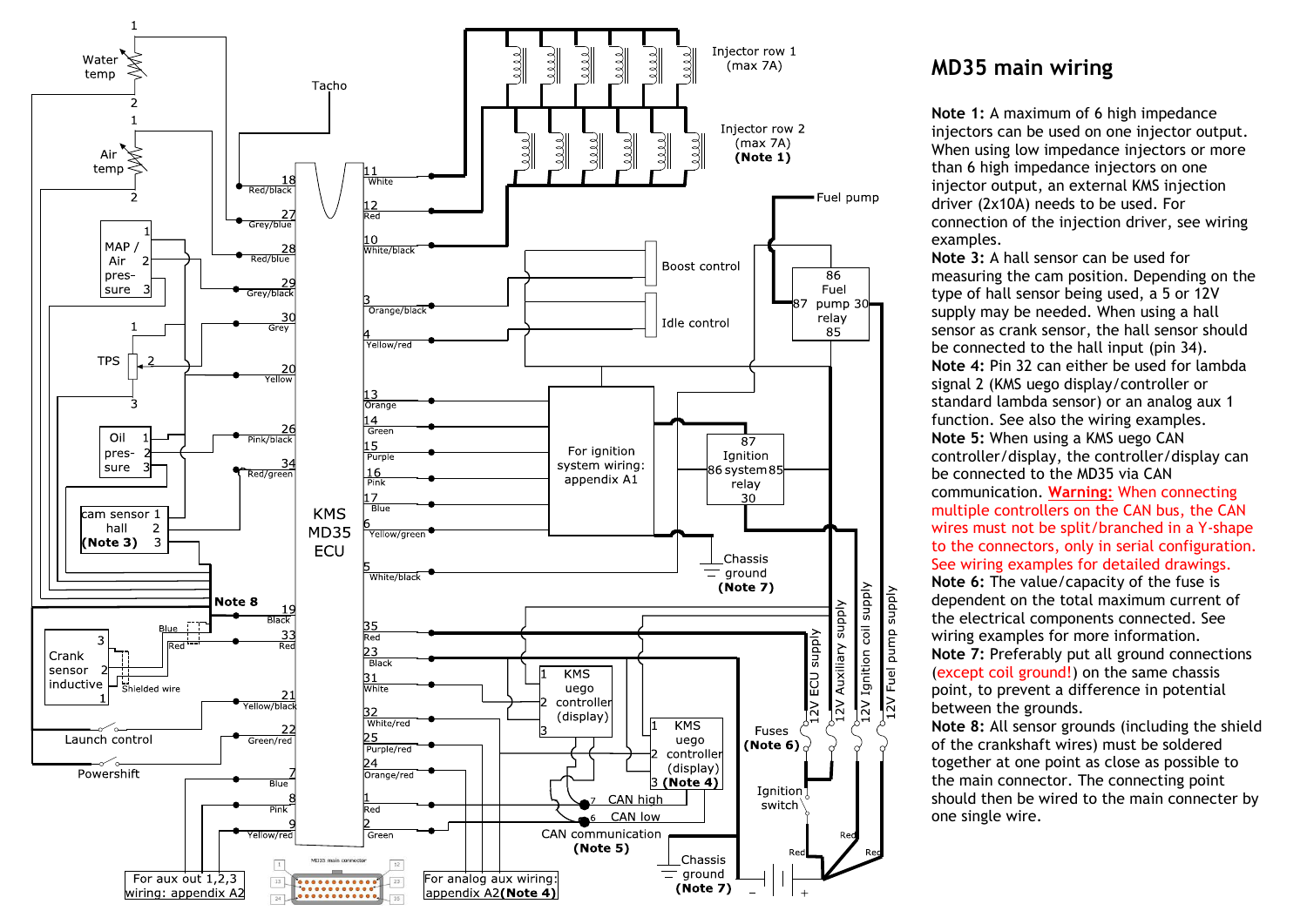Water temp

Air temp

MAP / Air pressure

TPS

Oil pressure

cam sensor hall (Note 3)

Crank sensor inductive

Shielded wire

Launch control

Powershift

Tacho

KMS MD35 ECU

Injector row 1 (max 7A)

Injector row 2 (max 7A) **(Note 1)**

Fuel pump

Boost control

Idle control

86 Fuel pump relay 87 30 85

For ignition system wiring: appendix A1

87 Ignition system relay 86 85 30

Chassis ground **(Note 7)**

KMS uego controller (display)

KMS uego controller (display) **(Note 4)**

CAN high

CAN low

CAN communication **(Note 5)**

12V ECU supply

12V Auxiliary supply

12V Ignition coil supply

12V Fuel pump supply

Fuses **(Note 6)**

Ignition switch

For aux out 1,2,3 wiring: appendix A2

For analog aux wiring: appendix A2 **(Note 4)**

MD35 main connector

Note 8

## MD35 main wiring

**Note 1:** A maximum of 6 high impedance injectors can be used on one injector output. When using low impedance injectors or more than 6 high impedance injectors on one injector output, an external KMS injection driver (2x10A) needs to be used. For connection of the injection driver, see wiring examples.

**Note 3:** A hall sensor can be used for measuring the cam position. Depending on the type of hall sensor being used, a 5 or 12V supply may be needed. When using a hall sensor as crank sensor, the hall sensor should be connected to the hall input (pin 34).

**Note 4:** Pin 32 can either be used for lambda signal 2 (KMS uego display/controller or standard lambda sensor) or an analog aux 1 function. See also the wiring examples.

**Note 5:** When using a KMS uego CAN controller/display, the controller/display can be connected to the MD35 via CAN communication. **Warning:** When connecting multiple controllers on the CAN bus, the CAN wires must not be split/branched in a Y-shape to the connectors, only in serial configuration. See wiring examples for detailed drawings.

**Note 6:** The value/capacity of the fuse is dependent on the total maximum current of the electrical components connected. See wiring examples for more information.

**Note 7:** Preferably put all ground connections (except coil ground!) on the same chassis point, to prevent a difference in potential between the grounds.

**Note 8:** All sensor grounds (including the shield of the crankshaft wires) must be soldered together at one point as close as possible to the main connector. The connecting point should then be wired to the main connecter by one single wire.